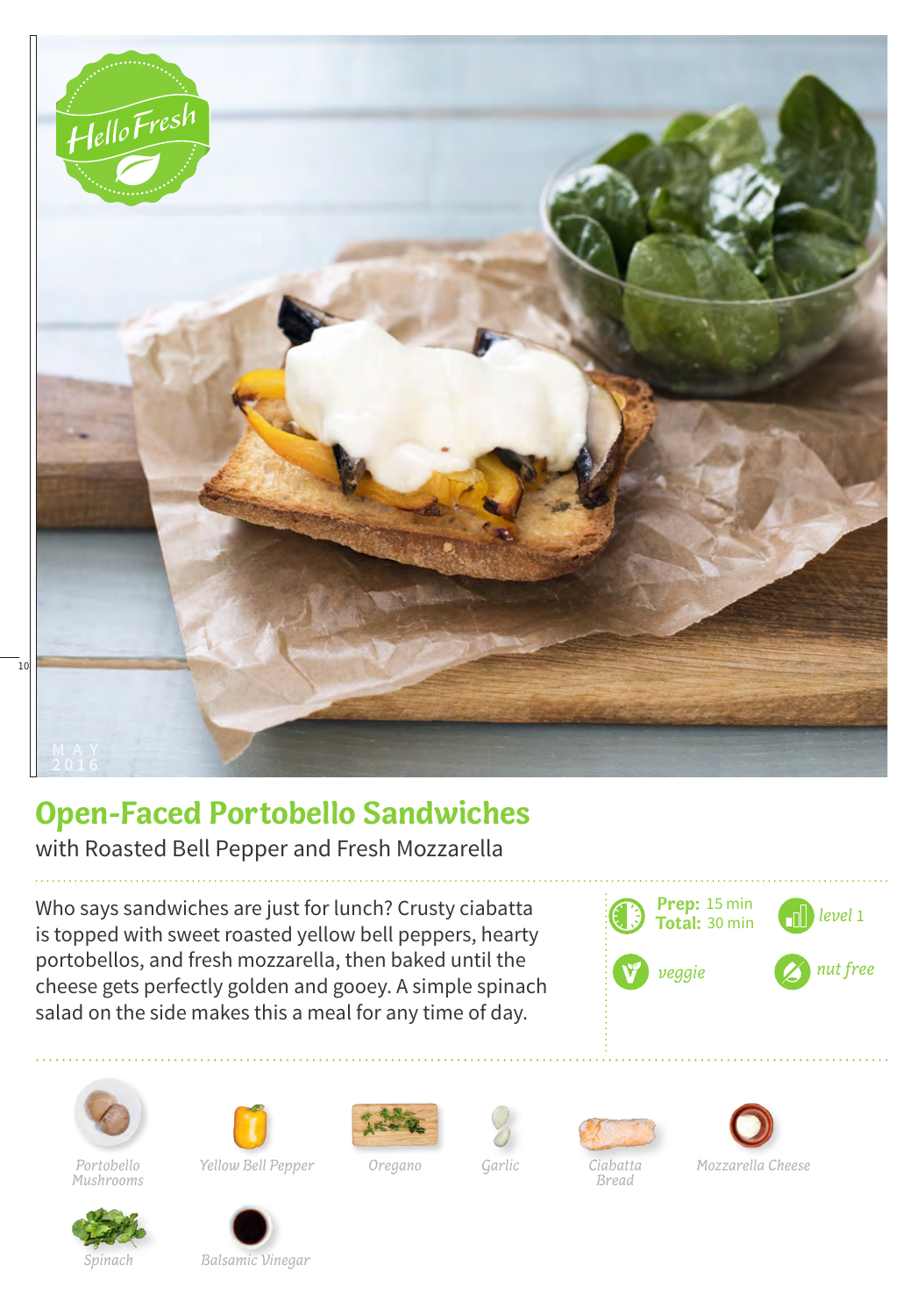# Open-Faced Portobello Sandwiches

with Roasted Bell Pepper and Fresh Mozzarella

Who says sandwiches are just for lunch? Crusty ciabatta is topped with sweet roasted yellow bell peppers, hearty portobellos, and fresh mozzarella, then baked until the cheese gets perfectly golden and gooey. A simple spinach salad on the side makes this a meal for any time of day.

**Prep:** 15 min
**Total:** 30 min

*level* 1

*veggie*

*nut free*

*Portobello Mushrooms*

*Yellow Bell Pepper*

*Oregano*

*Garlic*

*Ciabatta Bread*

*Mozzarella Cheese*

*Spinach*

*Balsamic Vinegar*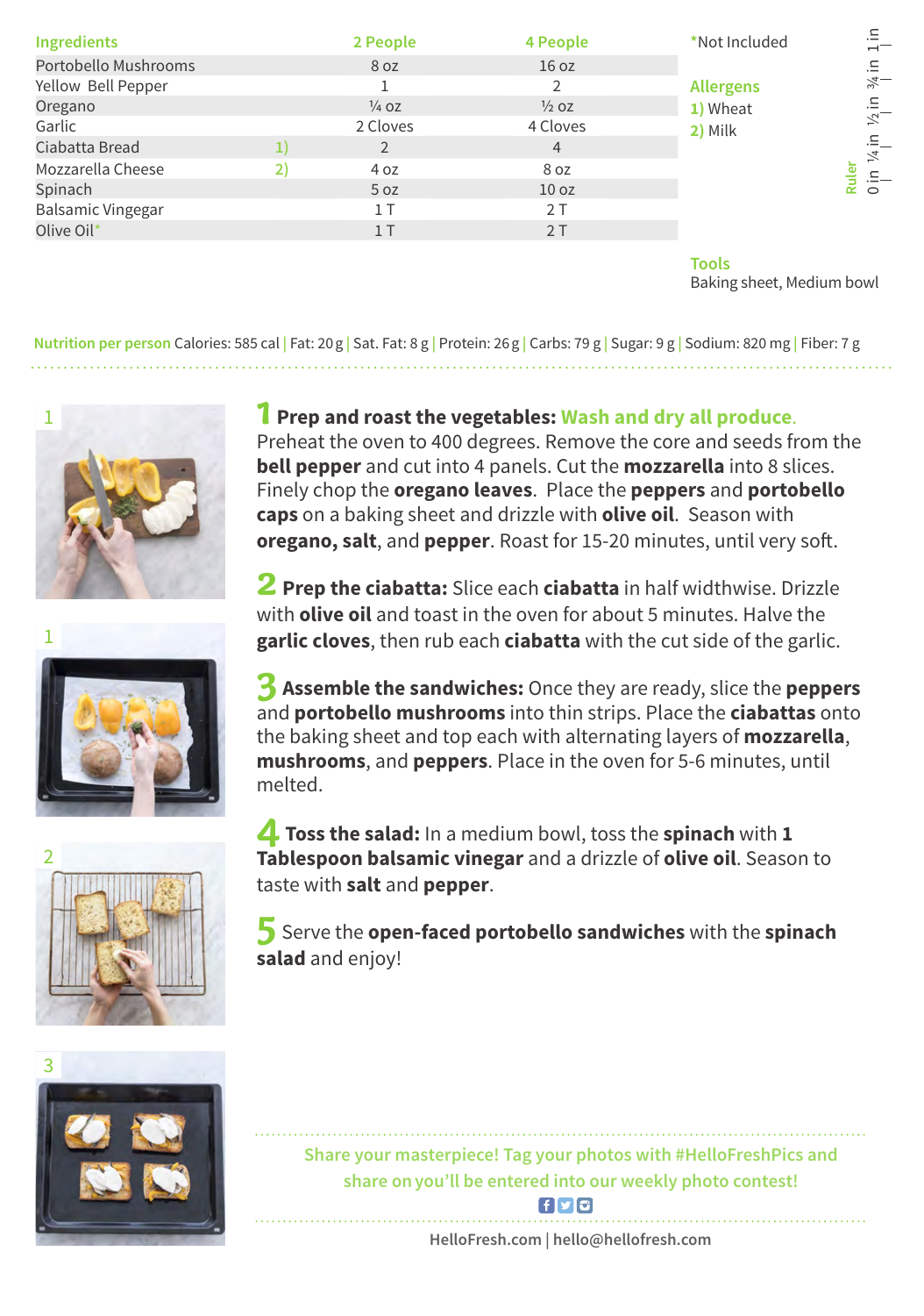| Ingredients | | 2 People | 4 People |
|---|---|---|---|
| Portobello Mushrooms | | 8 oz | 16 oz |
| Yellow Bell Pepper | | 1 | 2 |
| Oregano | | ¼ oz | ½ oz |
| Garlic | | 2 Cloves | 4 Cloves |
| Ciabatta Bread | 1) | 2 | 4 |
| Mozzarella Cheese | 2) | 4 oz | 8 oz |
| Spinach | | 5 oz | 10 oz |
| Balsamic Vingegar | | 1 T | 2 T |
| Olive Oil* | | 1 T | 2 T |

*Not Included

**Allergens**
1) Wheat
2) Milk

**Tools**
Baking sheet, Medium bowl

**Nutrition per person** Calories: 585 cal | Fat: 20 g | Sat. Fat: 8 g | Protein: 26 g | Carbs: 79 g | Sugar: 9 g | Sodium: 820 mg | Fiber: 7 g

**1 Prep and roast the vegetables:** Wash and dry all produce. Preheat the oven to 400 degrees. Remove the core and seeds from the **bell pepper** and cut into 4 panels. Cut the **mozzarella** into 8 slices. Finely chop the **oregano leaves**. Place the **peppers** and **portobello caps** on a baking sheet and drizzle with **olive oil**. Season with **oregano, salt**, and **pepper**. Roast for 15-20 minutes, until very soft.

**2 Prep the ciabatta:** Slice each **ciabatta** in half widthwise. Drizzle with **olive oil** and toast in the oven for about 5 minutes. Halve the **garlic cloves**, then rub each **ciabatta** with the cut side of the garlic.

**3 Assemble the sandwiches:** Once they are ready, slice the **peppers** and **portobello mushrooms** into thin strips. Place the **ciabattas** onto the baking sheet and top each with alternating layers of **mozzarella**, **mushrooms**, and **peppers**. Place in the oven for 5-6 minutes, until melted.

**4 Toss the salad:** In a medium bowl, toss the **spinach** with **1 Tablespoon balsamic vinegar** and a drizzle of **olive oil**. Season to taste with **salt** and **pepper**.

**5** Serve the **open-faced portobello sandwiches** with the **spinach salad** and enjoy!

Share your masterpiece! Tag your photos with #HelloFreshPics and share on you'll be entered into our weekly photo contest!

HelloFresh.com | hello@hellofresh.com